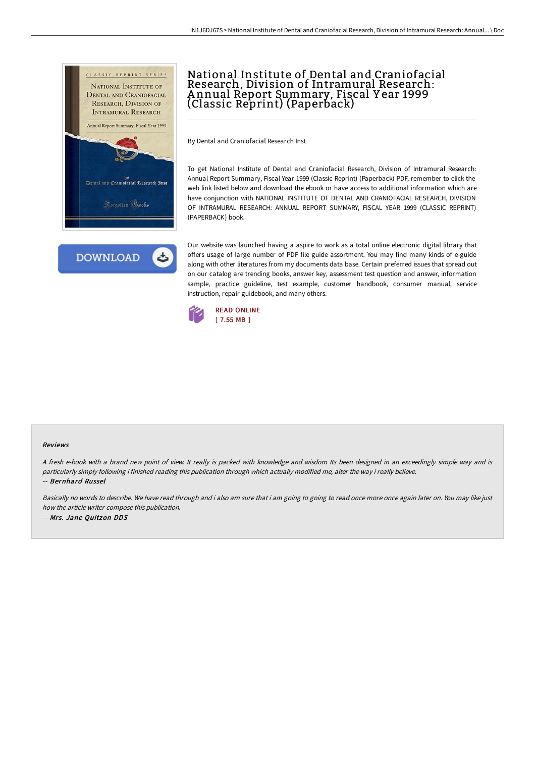# National Institute of Dental and Craniofacial Research, Division of Intramural Research: Annual Report Summary, Fiscal Year 1999 (Classic Reprint) (Paperback)

By Dental and Craniofacial Research Inst

To get National Institute of Dental and Craniofacial Research, Division of Intramural Research: Annual Report Summary, Fiscal Year 1999 (Classic Reprint) (Paperback) PDF, remember to click the web link listed below and download the ebook or have access to additional information which are have conjunction with NATIONAL INSTITUTE OF DENTAL AND CRANIOFACIAL RESEARCH, DIVISION OF INTRAMURAL RESEARCH: ANNUAL REPORT SUMMARY, FISCAL YEAR 1999 (CLASSIC REPRINT) (PAPERBACK) book.

Our website was launched having a aspire to work as a total online electronic digital library that offers usage of large number of PDF file guide assortment. You may find many kinds of e-guide along with other literatures from my documents data base. Certain preferred issues that spread out on our catalog are trending books, answer key, assessment test question and answer, information sample, practice guideline, test example, customer handbook, consumer manual, service instruction, repair guidebook, and many others.

DOWNLOAD

READ ONLINE
[ 7.55 MB ]

#### Reviews

*A fresh e-book with a brand new point of view. It really is packed with knowledge and wisdom Its been designed in an exceedingly simple way and is particularly simply following i finished reading this publication through which actually modified me, alter the way i really believe.*
-- ***Bernhard Russel***

*Basically no words to describe. We have read through and i also am sure that i am going to going to read once more once again later on. You may like just how the article writer compose this publication.*
-- ***Mrs. Jane Quitzon DDS***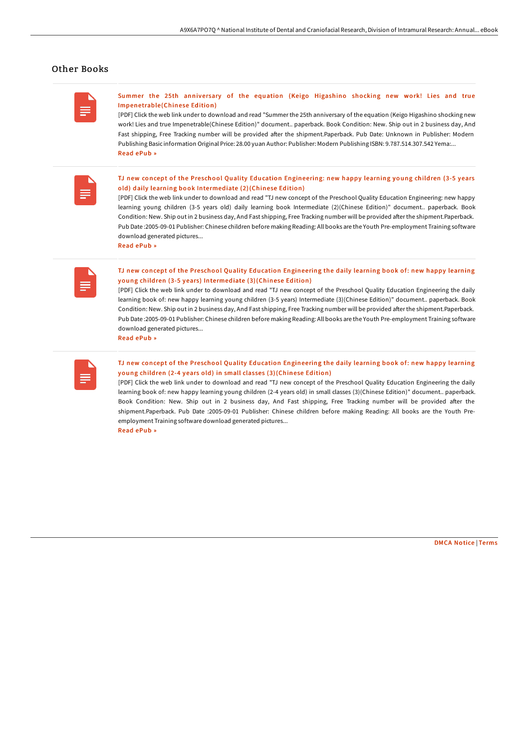## Other Books

### Summer the 25th anniversary of the equation (Keigo Higashino shocking new work! Lies and true Impenetrable(Chinese Edition)

[PDF] Click the web link under to download and read "Summer the 25th anniversary of the equation (Keigo Higashino shocking new work! Lies and true Impenetrable(Chinese Edition)" document.. paperback. Book Condition: New. Ship out in 2 business day, And Fast shipping, Free Tracking number will be provided after the shipment.Paperback. Pub Date: Unknown in Publisher: Modern Publishing Basic information Original Price: 28.00 yuan Author: Publisher: Modern Publishing ISBN: 9.787.514.307.542 Yema:...

Read ePub »

### TJ new concept of the Preschool Quality Education Engineering: new happy learning young children (3-5 years old) daily learning book Intermediate (2)(Chinese Edition)

[PDF] Click the web link under to download and read "TJ new concept of the Preschool Quality Education Engineering: new happy learning young children (3-5 years old) daily learning book Intermediate (2)(Chinese Edition)" document.. paperback. Book Condition: New. Ship out in 2 business day, And Fast shipping, Free Tracking number will be provided after the shipment.Paperback. Pub Date :2005-09-01 Publisher: Chinese children before making Reading: All books are the Youth Pre-employment Training software download generated pictures...

Read ePub »

### TJ new concept of the Preschool Quality Education Engineering the daily learning book of: new happy learning young children (3-5 years) Intermediate (3)(Chinese Edition)

[PDF] Click the web link under to download and read "TJ new concept of the Preschool Quality Education Engineering the daily learning book of: new happy learning young children (3-5 years) Intermediate (3)(Chinese Edition)" document.. paperback. Book Condition: New. Ship out in 2 business day, And Fast shipping, Free Tracking number will be provided after the shipment.Paperback. Pub Date :2005-09-01 Publisher: Chinese children before making Reading: All books are the Youth Pre-employment Training software download generated pictures...

Read ePub »

### TJ new concept of the Preschool Quality Education Engineering the daily learning book of: new happy learning young children (2-4 years old) in small classes (3)(Chinese Edition)

[PDF] Click the web link under to download and read "TJ new concept of the Preschool Quality Education Engineering the daily learning book of: new happy learning young children (2-4 years old) in small classes (3)(Chinese Edition)" document.. paperback. Book Condition: New. Ship out in 2 business day, And Fast shipping, Free Tracking number will be provided after the shipment.Paperback. Pub Date :2005-09-01 Publisher: Chinese children before making Reading: All books are the Youth Pre-employment Training software download generated pictures...

Read ePub »

DMCA Notice | Terms